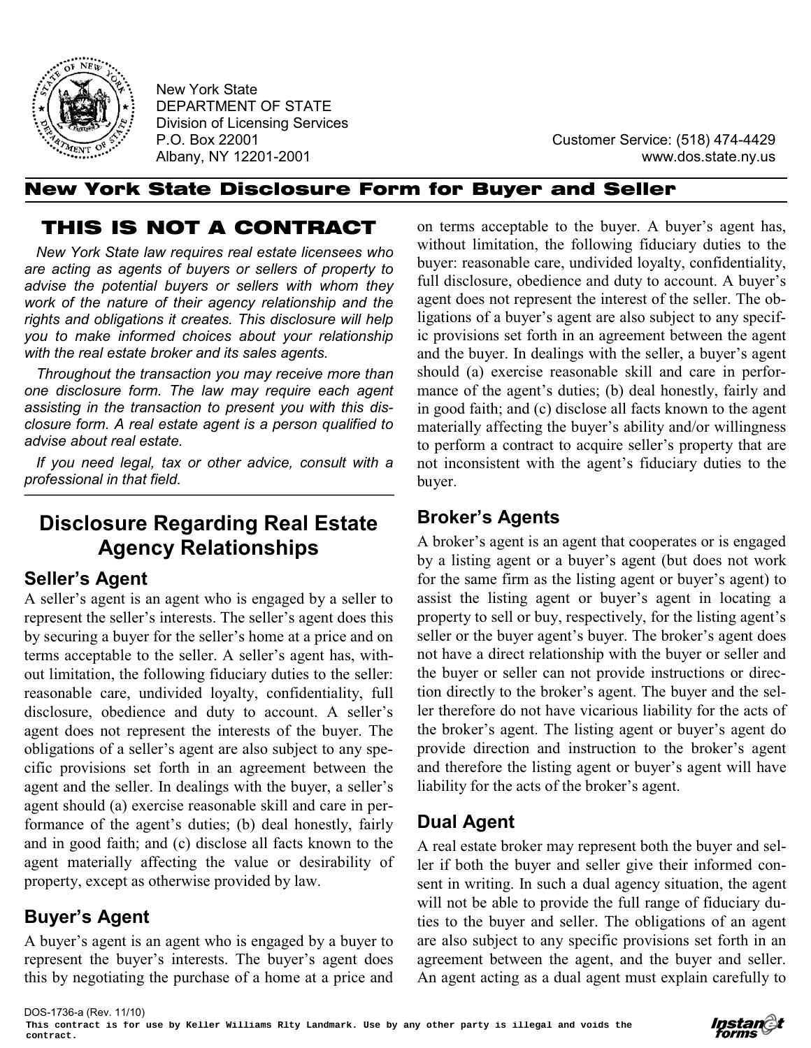New York State
DEPARTMENT OF STATE
Division of Licensing Services
P.O. Box 22001
Albany, NY 12201-2001

Customer Service: (518) 474-4429
www.dos.state.ny.us

# New York State Disclosure Form for Buyer and Seller

## THIS IS NOT A CONTRACT

*New York State law requires real estate licensees who are acting as agents of buyers or sellers of property to advise the potential buyers or sellers with whom they work of the nature of their agency relationship and the rights and obligations it creates. This disclosure will help you to make informed choices about your relationship with the real estate broker and its sales agents.*

*Throughout the transaction you may receive more than one disclosure form. The law may require each agent assisting in the transaction to present you with this disclosure form. A real estate agent is a person qualified to advise about real estate.*

*If you need legal, tax or other advice, consult with a professional in that field.*

## Disclosure Regarding Real Estate Agency Relationships

### Seller's Agent

A seller's agent is an agent who is engaged by a seller to represent the seller's interests. The seller's agent does this by securing a buyer for the seller's home at a price and on terms acceptable to the seller. A seller's agent has, without limitation, the following fiduciary duties to the seller: reasonable care, undivided loyalty, confidentiality, full disclosure, obedience and duty to account. A seller's agent does not represent the interests of the buyer. The obligations of a seller's agent are also subject to any specific provisions set forth in an agreement between the agent and the seller. In dealings with the buyer, a seller's agent should (a) exercise reasonable skill and care in performance of the agent's duties; (b) deal honestly, fairly and in good faith; and (c) disclose all facts known to the agent materially affecting the value or desirability of property, except as otherwise provided by law.

### Buyer's Agent

A buyer's agent is an agent who is engaged by a buyer to represent the buyer's interests. The buyer's agent does this by negotiating the purchase of a home at a price and on terms acceptable to the buyer. A buyer's agent has, without limitation, the following fiduciary duties to the buyer: reasonable care, undivided loyalty, confidentiality, full disclosure, obedience and duty to account. A buyer's agent does not represent the interest of the seller. The obligations of a buyer's agent are also subject to any specific provisions set forth in an agreement between the agent and the buyer. In dealings with the seller, a buyer's agent should (a) exercise reasonable skill and care in performance of the agent's duties; (b) deal honestly, fairly and in good faith; and (c) disclose all facts known to the agent materially affecting the buyer's ability and/or willingness to perform a contract to acquire seller's property that are not inconsistent with the agent's fiduciary duties to the buyer.

### Broker's Agents

A broker's agent is an agent that cooperates or is engaged by a listing agent or a buyer's agent (but does not work for the same firm as the listing agent or buyer's agent) to assist the listing agent or buyer's agent in locating a property to sell or buy, respectively, for the listing agent's seller or the buyer agent's buyer. The broker's agent does not have a direct relationship with the buyer or seller and the buyer or seller can not provide instructions or direction directly to the broker's agent. The buyer and the seller therefore do not have vicarious liability for the acts of the broker's agent. The listing agent or buyer's agent do provide direction and instruction to the broker's agent and therefore the listing agent or buyer's agent will have liability for the acts of the broker's agent.

### Dual Agent

A real estate broker may represent both the buyer and seller if both the buyer and seller give their informed consent in writing. In such a dual agency situation, the agent will not be able to provide the full range of fiduciary duties to the buyer and seller. The obligations of an agent are also subject to any specific provisions set forth in an agreement between the agent, and the buyer and seller. An agent acting as a dual agent must explain carefully to

DOS-1736-a (Rev. 11/10)

This contract is for use by Keller Williams Rlty Landmark. Use by any other party is illegal and voids the contract.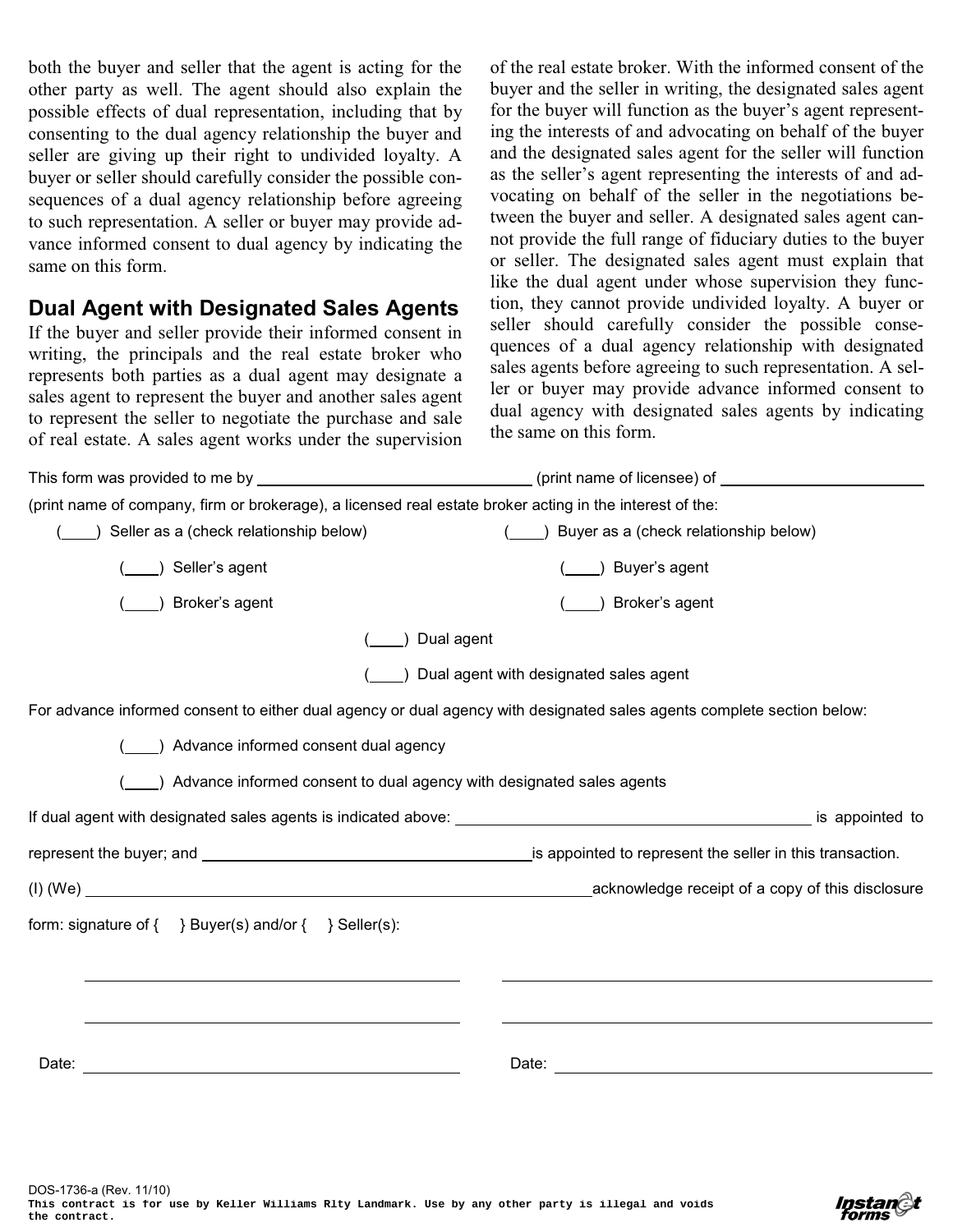both the buyer and seller that the agent is acting for the other party as well. The agent should also explain the possible effects of dual representation, including that by consenting to the dual agency relationship the buyer and seller are giving up their right to undivided loyalty. A buyer or seller should carefully consider the possible consequences of a dual agency relationship before agreeing to such representation. A seller or buyer may provide advance informed consent to dual agency by indicating the same on this form.

## Dual Agent with Designated Sales Agents

If the buyer and seller provide their informed consent in writing, the principals and the real estate broker who represents both parties as a dual agent may designate a sales agent to represent the buyer and another sales agent to represent the seller to negotiate the purchase and sale of real estate. A sales agent works under the supervision of the real estate broker. With the informed consent of the buyer and the seller in writing, the designated sales agent for the buyer will function as the buyer's agent representing the interests of and advocating on behalf of the buyer and the designated sales agent for the seller will function as the seller's agent representing the interests of and advocating on behalf of the seller in the negotiations between the buyer and seller. A designated sales agent cannot provide the full range of fiduciary duties to the buyer or seller. The designated sales agent must explain that like the dual agent under whose supervision they function, they cannot provide undivided loyalty. A buyer or seller should carefully consider the possible consequences of a dual agency relationship with designated sales agents before agreeing to such representation. A seller or buyer may provide advance informed consent to dual agency with designated sales agents by indicating the same on this form.

This form was provided to me by ______________________ (print name of licensee) of ______________________ (print name of company, firm or brokerage), a licensed real estate broker acting in the interest of the:

(____) Seller as a (check relationship below)

(____) Seller's agent

(____) Broker's agent

(____) Buyer as a (check relationship below)

(____) Buyer's agent

(____) Broker's agent

(____) Dual agent

(____) Dual agent with designated sales agent

For advance informed consent to either dual agency or dual agency with designated sales agents complete section below:

(____) Advance informed consent dual agency

(____) Advance informed consent to dual agency with designated sales agents

If dual agent with designated sales agents is indicated above: ______________________ is appointed to represent the buyer; and ______________________ is appointed to represent the seller in this transaction.

(I) (We) ______________________ acknowledge receipt of a copy of this disclosure form: signature of { } Buyer(s) and/or { } Seller(s):

______________________ ______________________

______________________ ______________________

Date: ______________________ Date: ______________________

DOS-1736-a (Rev. 11/10)

This contract is for use by Keller Williams Rlty Landmark. Use by any other party is illegal and voids the contract.